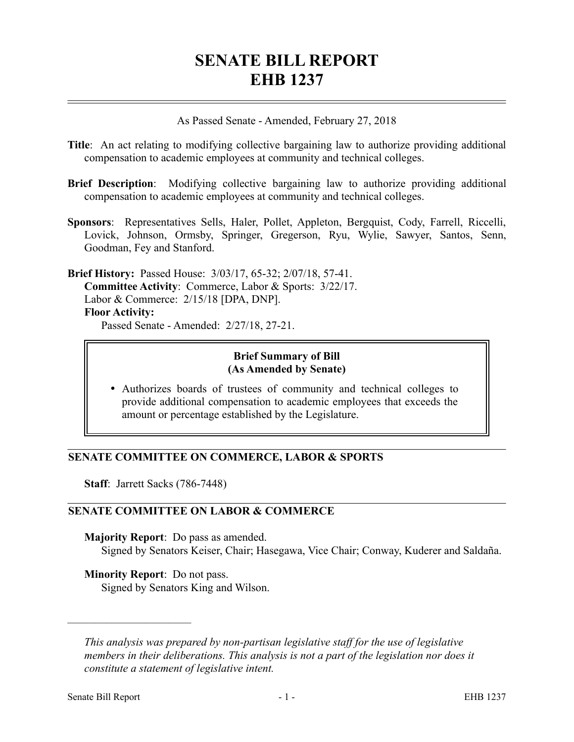# SENATE BILL REPORT
# EHB 1237

As Passed Senate - Amended, February 27, 2018

**Title**: An act relating to modifying collective bargaining law to authorize providing additional compensation to academic employees at community and technical colleges.

**Brief Description**: Modifying collective bargaining law to authorize providing additional compensation to academic employees at community and technical colleges.

**Sponsors**: Representatives Sells, Haler, Pollet, Appleton, Bergquist, Cody, Farrell, Riccelli, Lovick, Johnson, Ormsby, Springer, Gregerson, Ryu, Wylie, Sawyer, Santos, Senn, Goodman, Fey and Stanford.

**Brief History:** Passed House: 3/03/17, 65-32; 2/07/18, 57-41.
**Committee Activity**: Commerce, Labor & Sports: 3/22/17.
Labor & Commerce: 2/15/18 [DPA, DNP].
**Floor Activity:**
Passed Senate - Amended: 2/27/18, 27-21.

**Brief Summary of Bill**
**(As Amended by Senate)**

- Authorizes boards of trustees of community and technical colleges to provide additional compensation to academic employees that exceeds the amount or percentage established by the Legislature.

## SENATE COMMITTEE ON COMMERCE, LABOR & SPORTS

**Staff**: Jarrett Sacks (786-7448)

## SENATE COMMITTEE ON LABOR & COMMERCE

**Majority Report**: Do pass as amended.
Signed by Senators Keiser, Chair; Hasegawa, Vice Chair; Conway, Kuderer and Saldaña.

**Minority Report**: Do not pass.
Signed by Senators King and Wilson.

---

*This analysis was prepared by non-partisan legislative staff for the use of legislative members in their deliberations. This analysis is not a part of the legislation nor does it constitute a statement of legislative intent.*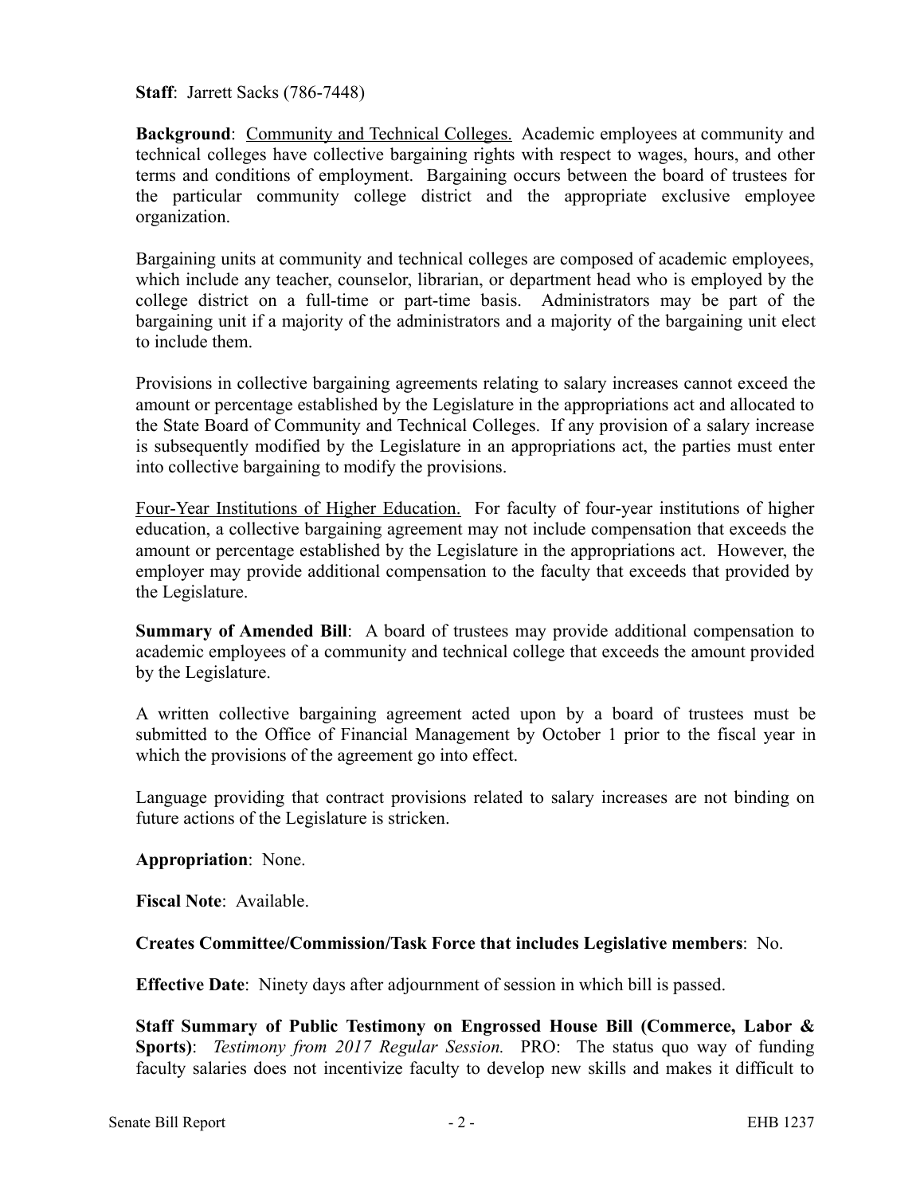**Staff**: Jarrett Sacks (786-7448)

**Background**: Community and Technical Colleges. Academic employees at community and technical colleges have collective bargaining rights with respect to wages, hours, and other terms and conditions of employment. Bargaining occurs between the board of trustees for the particular community college district and the appropriate exclusive employee organization.

Bargaining units at community and technical colleges are composed of academic employees, which include any teacher, counselor, librarian, or department head who is employed by the college district on a full-time or part-time basis. Administrators may be part of the bargaining unit if a majority of the administrators and a majority of the bargaining unit elect to include them.

Provisions in collective bargaining agreements relating to salary increases cannot exceed the amount or percentage established by the Legislature in the appropriations act and allocated to the State Board of Community and Technical Colleges. If any provision of a salary increase is subsequently modified by the Legislature in an appropriations act, the parties must enter into collective bargaining to modify the provisions.

Four-Year Institutions of Higher Education. For faculty of four-year institutions of higher education, a collective bargaining agreement may not include compensation that exceeds the amount or percentage established by the Legislature in the appropriations act. However, the employer may provide additional compensation to the faculty that exceeds that provided by the Legislature.

**Summary of Amended Bill**: A board of trustees may provide additional compensation to academic employees of a community and technical college that exceeds the amount provided by the Legislature.

A written collective bargaining agreement acted upon by a board of trustees must be submitted to the Office of Financial Management by October 1 prior to the fiscal year in which the provisions of the agreement go into effect.

Language providing that contract provisions related to salary increases are not binding on future actions of the Legislature is stricken.

**Appropriation**: None.

**Fiscal Note**: Available.

**Creates Committee/Commission/Task Force that includes Legislative members**: No.

**Effective Date**: Ninety days after adjournment of session in which bill is passed.

**Staff Summary of Public Testimony on Engrossed House Bill (Commerce, Labor & Sports)**: *Testimony from 2017 Regular Session.* PRO: The status quo way of funding faculty salaries does not incentivize faculty to develop new skills and makes it difficult to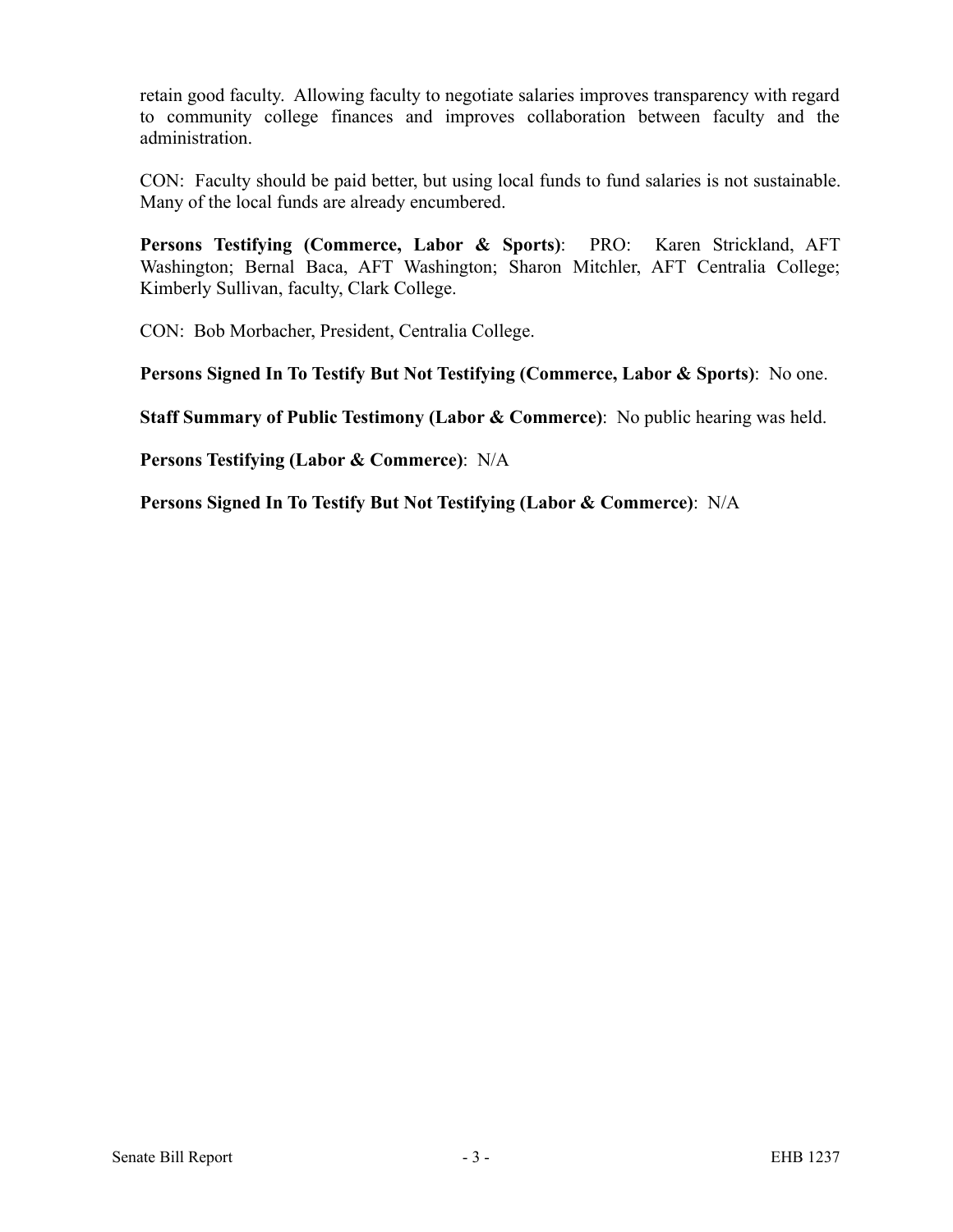retain good faculty. Allowing faculty to negotiate salaries improves transparency with regard to community college finances and improves collaboration between faculty and the administration.

CON: Faculty should be paid better, but using local funds to fund salaries is not sustainable. Many of the local funds are already encumbered.

**Persons Testifying (Commerce, Labor & Sports)**: PRO: Karen Strickland, AFT Washington; Bernal Baca, AFT Washington; Sharon Mitchler, AFT Centralia College; Kimberly Sullivan, faculty, Clark College.

CON: Bob Morbacher, President, Centralia College.

**Persons Signed In To Testify But Not Testifying (Commerce, Labor & Sports)**: No one.

**Staff Summary of Public Testimony (Labor & Commerce)**: No public hearing was held.

**Persons Testifying (Labor & Commerce)**: N/A

**Persons Signed In To Testify But Not Testifying (Labor & Commerce)**: N/A